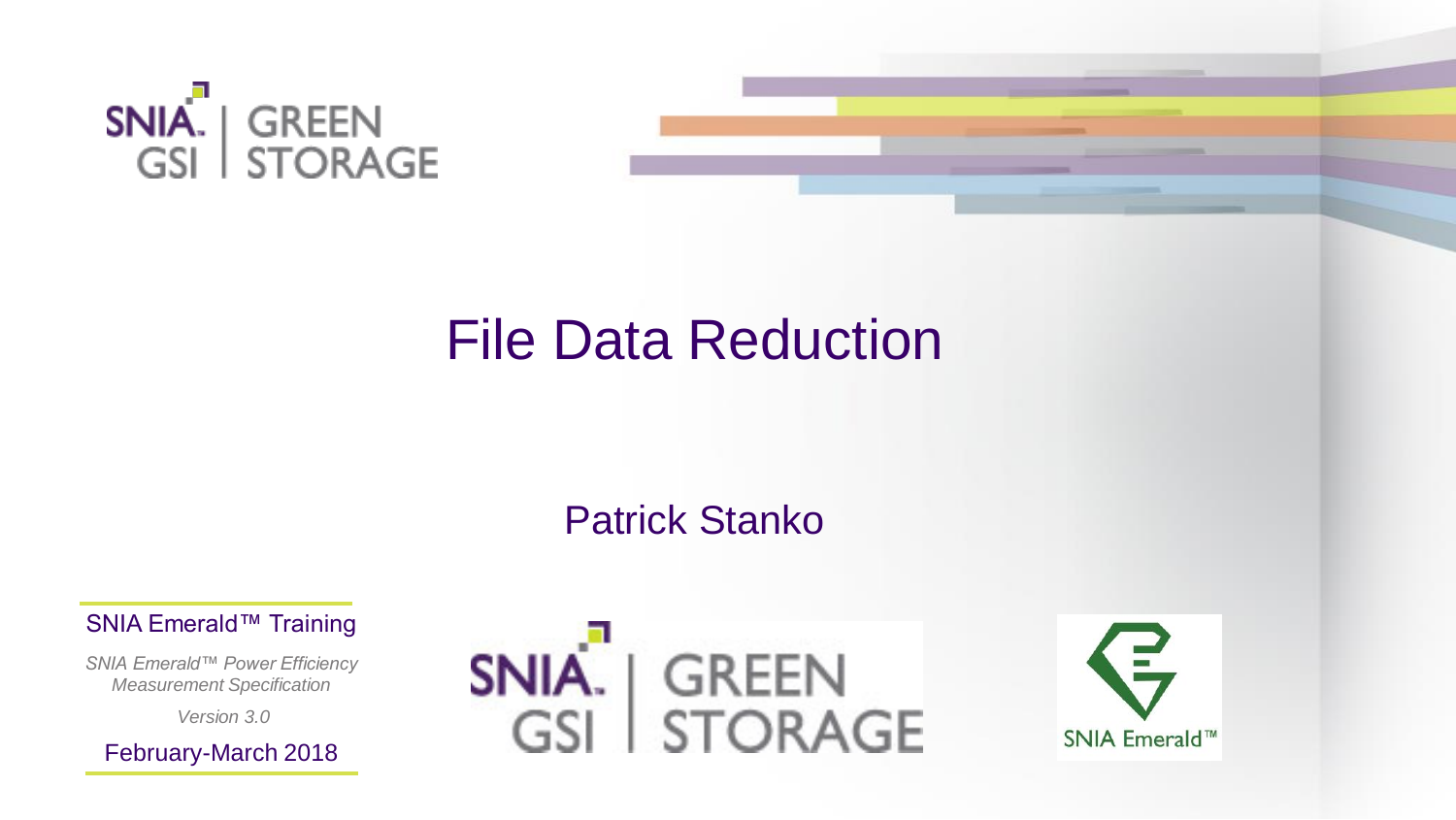# File Data Reduction

Patrick Stanko

SNIA Emerald™ Training

*SNIA Emerald™ Power Efficiency Measurement Specification*

*Version 3.0*

February-March 2018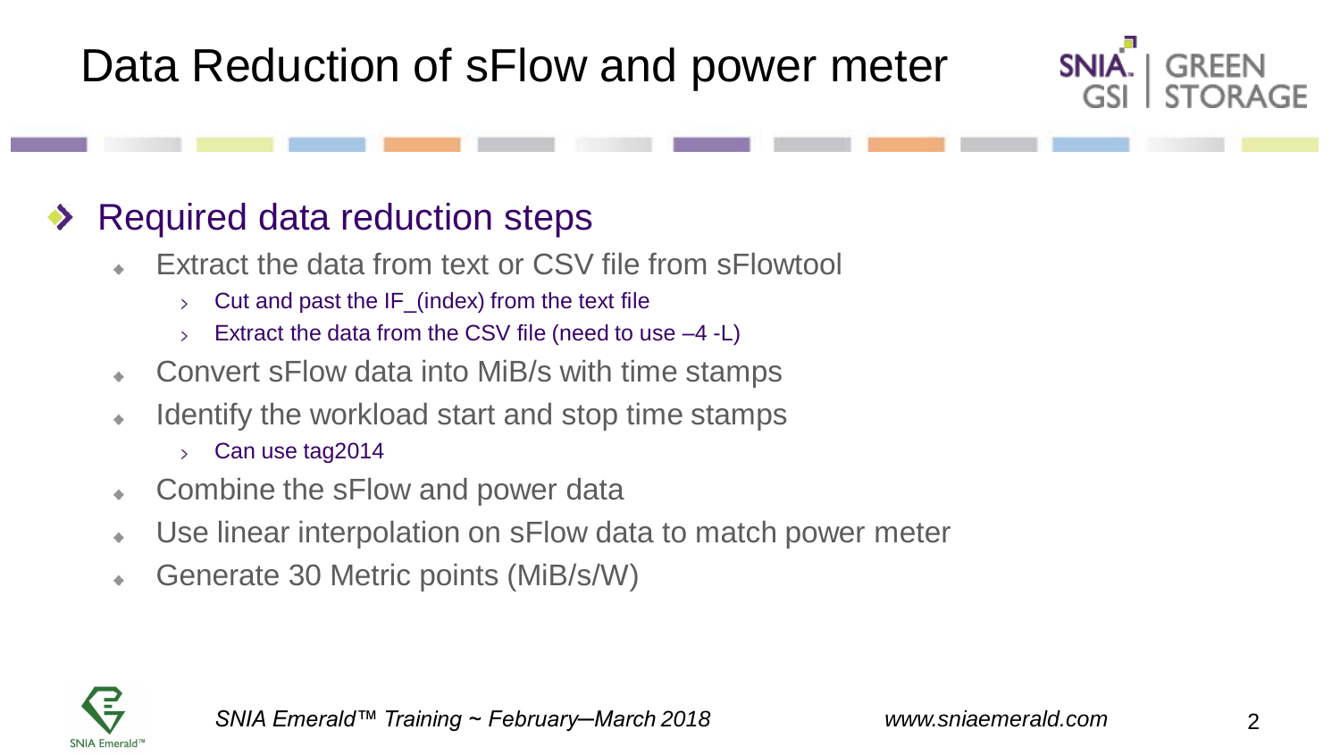# Data Reduction of sFlow and power meter

- Required data reduction steps
  - Extract the data from text or CSV file from sFlowtool
    - Cut and past the IF_(index) from the text file
    - Extract the data from the CSV file (need to use –4 -L)
  - Convert sFlow data into MiB/s with time stamps
  - Identify the workload start and stop time stamps
    - Can use tag2014
  - Combine the sFlow and power data
  - Use linear interpolation on sFlow data to match power meter
  - Generate 30 Metric points (MiB/s/W)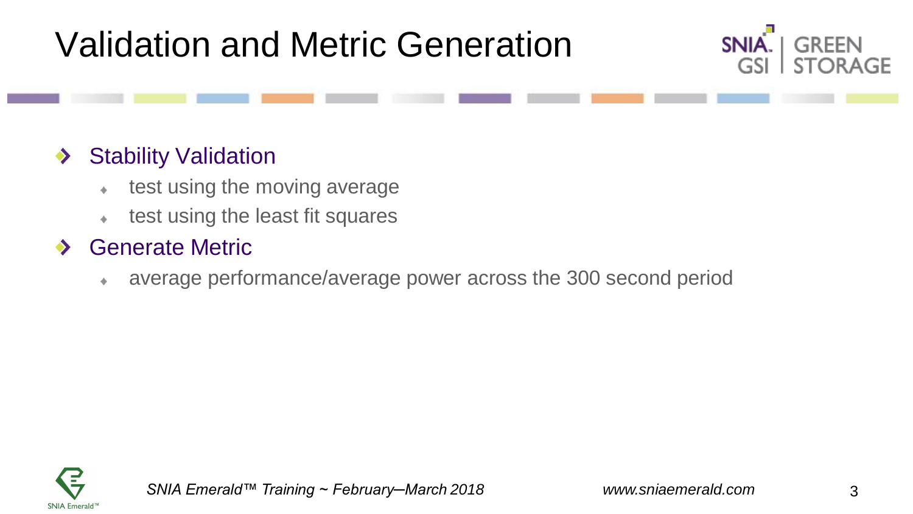# Validation and Metric Generation

- Stability Validation
  - test using the moving average
  - test using the least fit squares
- Generate Metric
  - average performance/average power across the 300 second period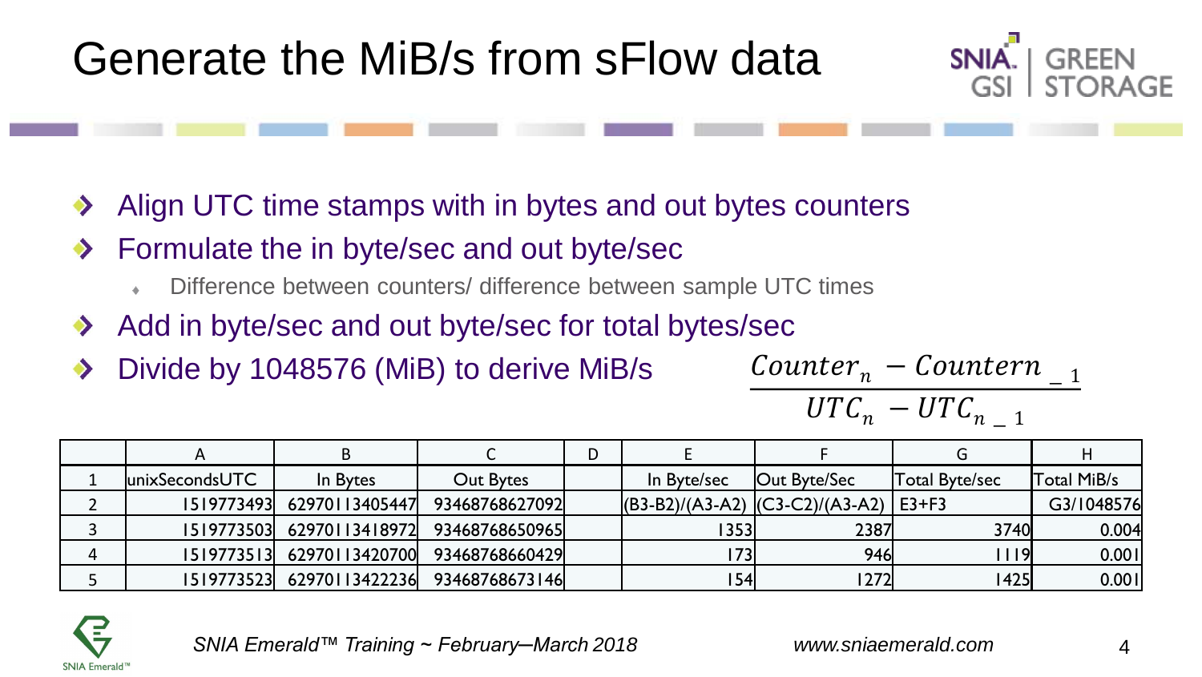# Generate the MiB/s from sFlow data

- Align UTC time stamps with in bytes and out bytes counters
- Formulate the in byte/sec and out byte/sec
  - Difference between counters/ difference between sample UTC times
- Add in byte/sec and out byte/sec for total bytes/sec
- Divide by 1048576 (MiB) to derive MiB/s

$$\frac{Counter_n - Counter_{n\_1}}{UTC_n - UTC_{n\_1}}$$

| | A | B | C | D | E | F | G | H |
|---|---|---|---|---|---|---|---|---|
| 1 | unixSecondsUTC | In Bytes | Out Bytes | | In Byte/sec | Out Byte/Sec | Total Byte/sec | Total MiB/s |
| 2 | 1519773493 | 62970113405447 | 93468768627092 | | (B3-B2)/(A3-A2) | (C3-C2)/(A3-A2) | E3+F3 | G3/1048576 |
| 3 | 1519773503 | 62970113418972 | 93468768650965 | | 1353 | 2387 | 3740 | 0.004 |
| 4 | 1519773513 | 62970113420700 | 93468768660429 | | 173 | 946 | 1119 | 0.001 |
| 5 | 1519773523 | 62970113422236 | 93468768673146 | | 154 | 1272 | 1425 | 0.001 |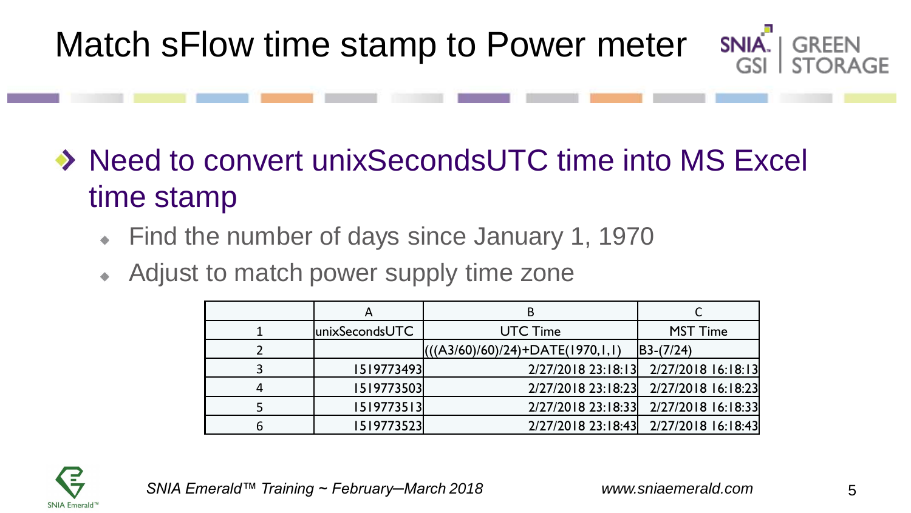# Match sFlow time stamp to Power meter

- Need to convert unixSecondsUTC time into MS Excel time stamp
  - Find the number of days since January 1, 1970
  - Adjust to match power supply time zone

| | A | B | C |
|---|---|---|---|
| 1 | unixSecondsUTC | UTC Time | MST Time |
| 2 | | (((A3/60)/60)/24)+DATE(1970,1,1) | B3-(7/24) |
| 3 | 1519773493 | 2/27/2018 23:18:13 | 2/27/2018 16:18:13 |
| 4 | 1519773503 | 2/27/2018 23:18:23 | 2/27/2018 16:18:23 |
| 5 | 1519773513 | 2/27/2018 23:18:33 | 2/27/2018 16:18:33 |
| 6 | 1519773523 | 2/27/2018 23:18:43 | 2/27/2018 16:18:43 |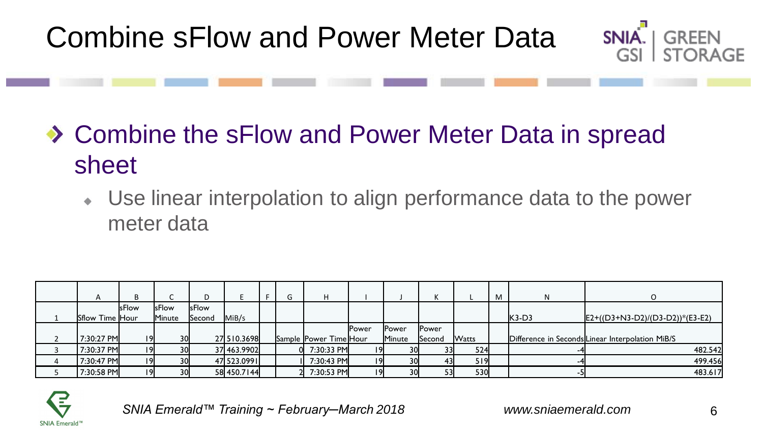# Combine sFlow and Power Meter Data

- Combine the sFlow and Power Meter Data in spread sheet
  - Use linear interpolation to align performance data to the power meter data

| | A | B | C | D | E | F | G | H | I | J | K | L | M | N | O |
|---|---|---|---|---|---|---|---|---|---|---|---|---|---|---|---|
| 1 | Sflow Time | sFlow Hour | sFlow Minute | sFlow Second | MiB/s | | | | | | | | | K3-D3 | E2+((D3+N3-D2)/(D3-D2))*(E3-E2) |
| 2 | 7:30:27 PM | 19 | 30 | 27 | 510.3698 | | Sample | Power Time | Power Hour | Power Minute | Power Second | Watts | | Difference in Seconds | Linear Interpolation MiB/S |
| 3 | 7:30:37 PM | 19 | 30 | 37 | 463.9902 | | 0 | 7:30:33 PM | 19 | 30 | 33 | 524 | | -4 | 482.542 |
| 4 | 7:30:47 PM | 19 | 30 | 47 | 523.0991 | | 1 | 7:30:43 PM | 19 | 30 | 43 | 519 | | -4 | 499.456 |
| 5 | 7:30:58 PM | 19 | 30 | 58 | 450.7144 | | 2 | 7:30:53 PM | 19 | 30 | 53 | 530 | | -5 | 483.617 |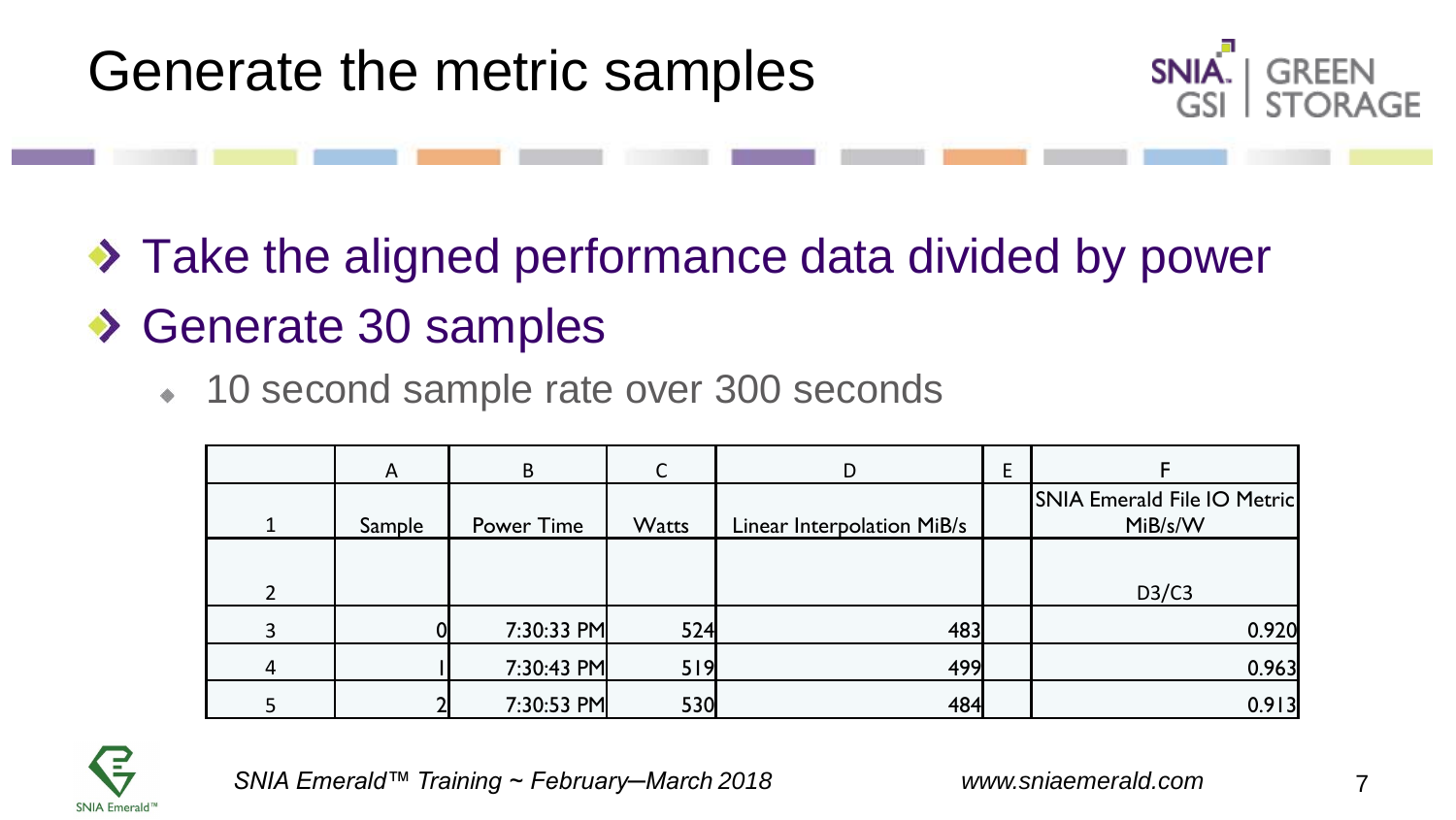# Generate the metric samples

- Take the aligned performance data divided by power
- Generate 30 samples
  - 10 second sample rate over 300 seconds

| | A | B | C | D | E | F |
|---|---|---|---|---|---|---|
| 1 | Sample | Power Time | Watts | Linear Interpolation MiB/s | | SNIA Emerald File IO Metric MiB/s/W |
| 2 | | | | | | D3/C3 |
| 3 | 0 | 7:30:33 PM | 524 | 483 | | 0.920 |
| 4 | 1 | 7:30:43 PM | 519 | 499 | | 0.963 |
| 5 | 2 | 7:30:53 PM | 530 | 484 | | 0.913 |

*SNIA Emerald™ Training ~ February–March 2018* *www.sniaemerald.com*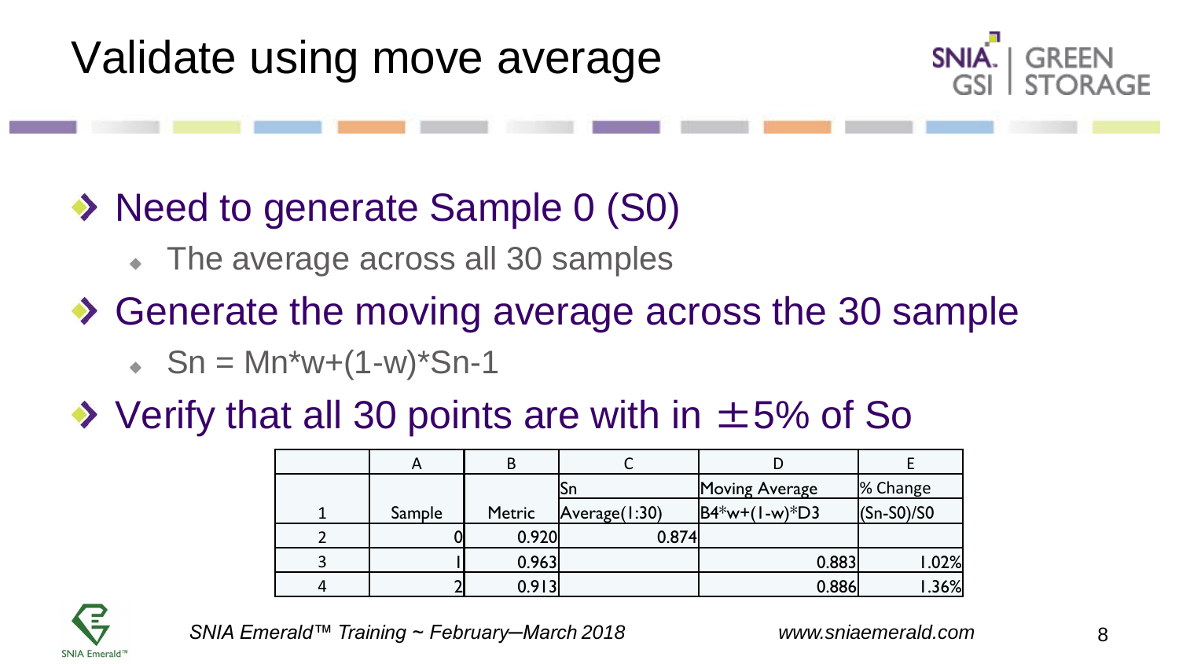# Validate using move average

- Need to generate Sample 0 (S0)
  - The average across all 30 samples
- Generate the moving average across the 30 sample
  - Sn = Mn*w+(1-w)*Sn-1
- Verify that all 30 points are with in ±5% of So

| | A | B | C | D | E |
|---|---|---|---|---|---|
| | | | Sn | Moving Average | % Change |
| 1 | Sample | Metric | Average(1:30) | B4*w+(1-w)*D3 | (Sn-S0)/S0 |
| 2 | 0 | 0.920 | 0.874 | | |
| 3 | 1 | 0.963 | | 0.883 | 1.02% |
| 4 | 2 | 0.913 | | 0.886 | 1.36% |

*SNIA Emerald™ Training ~ February–March 2018* www.sniaemerald.com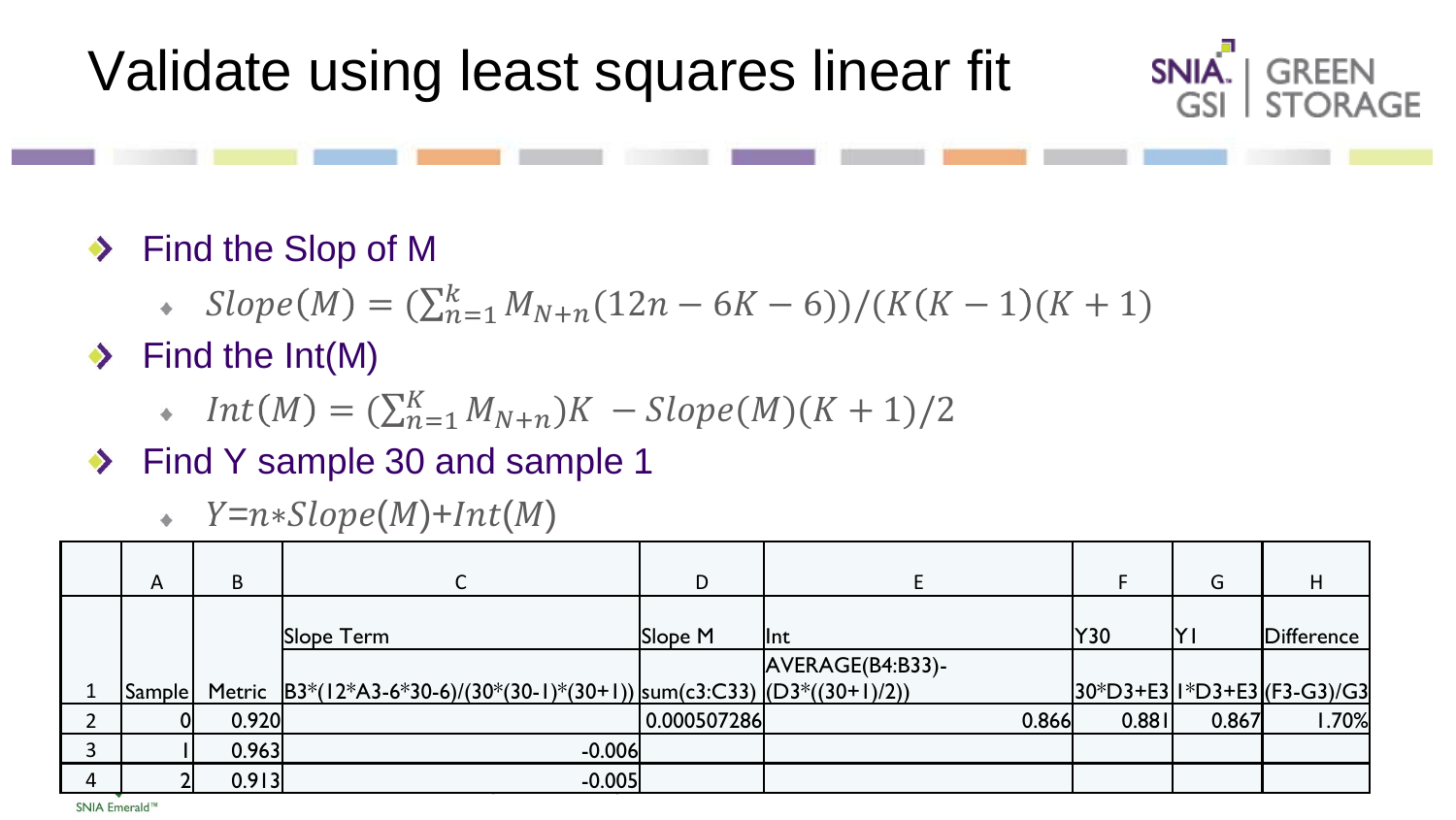# Validate using least squares linear fit

- Find the Slop of M
  - $Slope(M) = (\sum_{n=1}^{k} M_{N+n}(12n - 6K - 6))/(K(K-1)(K+1)$
- Find the Int(M)
  - $Int(M) = (\sum_{n=1}^{K} M_{N+n})K \; - Slope(M)(K+1)/2$
- Find Y sample 30 and sample 1
  - $Y = n * Slope(M) + Int(M)$

| | A | B | C | D | E | F | G | H |
|---|---|---|---|---|---|---|---|---|
| 1 | Sample | Metric | Slope Term<br>B3*(12*A3-6*30-6)/(30*(30-1)*(30+1)) | Slope M<br>sum(c3:C33) | Int<br>AVERAGE(B4:B33)-(D3*((30+1)/2)) | Y30<br>30*D3+E3 | Y1<br>1*D3+E3 | Difference<br>(F3-G3)/G3 |
| 2 | 0 | 0.920 | | 0.000507286 | 0.866 | 0.881 | 0.867 | 1.70% |
| 3 | 1 | 0.963 | -0.006 | | | | | |
| 4 | 2 | 0.913 | -0.005 | | | | | |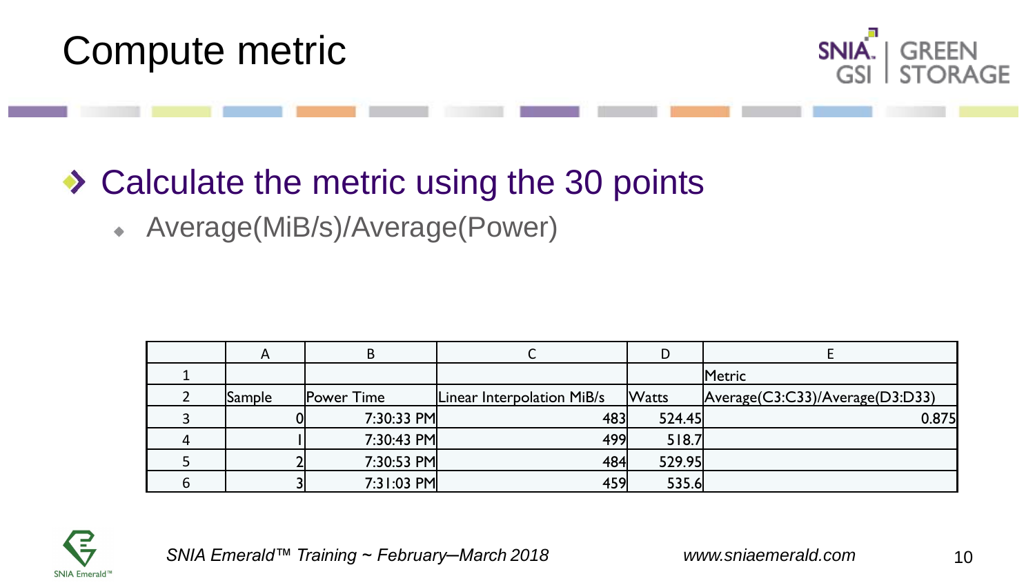# Compute metric

- Calculate the metric using the 30 points
  - Average(MiB/s)/Average(Power)

| | A | B | C | D | E |
|---|---|---|---|---|---|
| 1 | | | | | Metric |
| 2 | Sample | Power Time | Linear Interpolation MiB/s | Watts | Average(C3:C33)/Average(D3:D33) |
| 3 | 0 | 7:30:33 PM | 483 | 524.45 | 0.875 |
| 4 | 1 | 7:30:43 PM | 499 | 518.7 | |
| 5 | 2 | 7:30:53 PM | 484 | 529.95 | |
| 6 | 3 | 7:31:03 PM | 459 | 535.6 | |

*SNIA Emerald™ Training ~ February–March 2018* *www.sniaemerald.com*